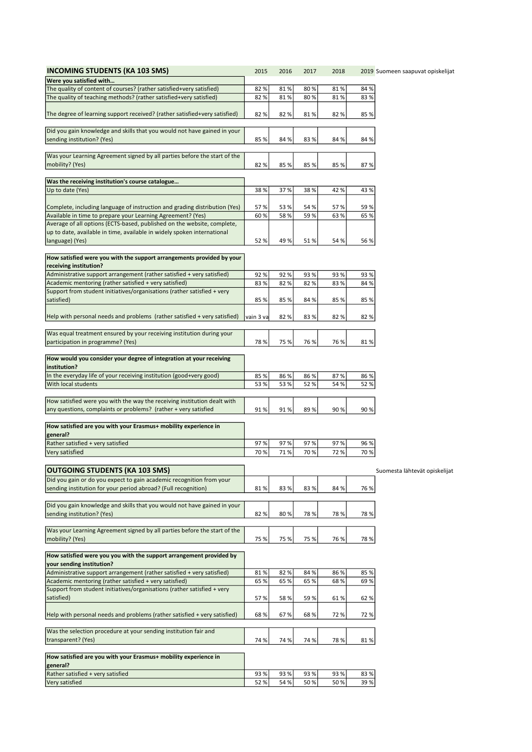| INCOMING STUDENTS (KA 103 SMS) | 2015 | 2016 | 2017 | 2018 | 2019 | Suomeen saapuvat opiskelijat |
|---|---|---|---|---|---|---|
| **Were you satisfied with…** | | | | | | |
| The quality of content of courses? (rather satisfied+very satisfied) | 82 % | 81 % | 80 % | 81 % | 84 % | |
| The quality of teaching methods? (rather satisfied+very satisfied) | 82 % | 81 % | 80 % | 81 % | 83 % | |
| The degree of learning support received? (rather satisfied+very satisfied) | 82 % | 82 % | 81 % | 82 % | 85 % | |
| Did you gain knowledge and skills that you would not have gained in your sending institution? (Yes) | 85 % | 84 % | 83 % | 84 % | 84 % | |
| Was your Learning Agreement signed by all parties before the start of the mobility? (Yes) | 82 % | 85 % | 85 % | 85 % | 87 % | |
| **Was the receiving institution's course catalogue…** | | | | | | |
| Up to date (Yes) | 38 % | 37 % | 38 % | 42 % | 43 % | |
| Complete, including language of instruction and grading distribution (Yes) | 57 % | 53 % | 54 % | 57 % | 59 % | |
| Available in time to prepare your Learning Agreement? (Yes) | 60 % | 58 % | 59 % | 63 % | 65 % | |
| Average of all options (ECTS-based, published on the website, complete, up to date, available in time, available in widely spoken international language) (Yes) | 52 % | 49 % | 51 % | 54 % | 56 % | |
| **How satisfied were you with the support arrangements provided by your receiving institution?** | | | | | | |
| Administrative support arrangement (rather satisfied + very satisfied) | 92 % | 92 % | 93 % | 93 % | 93 % | |
| Academic mentoring (rather satisfied + very satisfied) | 83 % | 82 % | 82 % | 83 % | 84 % | |
| Support from student initiatives/organisations (rather satisfied + very satisfied) | 85 % | 85 % | 84 % | 85 % | 85 % | |
| Help with personal needs and problems (rather satisfied + very satisfied) | vain 3 va | 82 % | 83 % | 82 % | 82 % | |
| Was equal treatment ensured by your receiving institution during your participation in programme? (Yes) | 78 % | 75 % | 76 % | 76 % | 81 % | |
| **How would you consider your degree of integration at your receiving institution?** | | | | | | |
| In the everyday life of your receiving institution (good+very good) | 85 % | 86 % | 86 % | 87 % | 86 % | |
| With local students | 53 % | 53 % | 52 % | 54 % | 52 % | |
| How satisfied were you with the way the receiving institution dealt with any questions, complaints or problems? (rather + very satisfied | 91 % | 91 % | 89 % | 90 % | 90 % | |
| **How satisfied are you with your Erasmus+ mobility experience in general?** | | | | | | |
| Rather satisfied + very satisfied | 97 % | 97 % | 97 % | 97 % | 96 % | |
| Very satisfied | 70 % | 71 % | 70 % | 72 % | 70 % | |

| OUTGOING STUDENTS (KA 103 SMS) | 2015 | 2016 | 2017 | 2018 | 2019 | Suomesta lähtevät opiskelijat |
|---|---|---|---|---|---|---|
| Did you gain or do you expect to gain academic recognition from your sending institution for your period abroad? (Full recognition) | 81 % | 83 % | 83 % | 84 % | 76 % | |
| Did you gain knowledge and skills that you would not have gained in your sending institution? (Yes) | 82 % | 80 % | 78 % | 78 % | 78 % | |
| Was your Learning Agreement signed by all parties before the start of the mobility? (Yes) | 75 % | 75 % | 75 % | 76 % | 78 % | |
| **How satisfied were you you with the support arrangement provided by your sending institution?** | | | | | | |
| Administrative support arrangement (rather satisfied + very satisfied) | 81 % | 82 % | 84 % | 86 % | 85 % | |
| Academic mentoring (rather satisfied + very satisfied) | 65 % | 65 % | 65 % | 68 % | 69 % | |
| Support from student initiatives/organisations (rather satisfied + very satisfied) | 57 % | 58 % | 59 % | 61 % | 62 % | |
| Help with personal needs and problems (rather satisfied + very satisfied) | 68 % | 67 % | 68 % | 72 % | 72 % | |
| Was the selection procedure at your sending institution fair and transparent? (Yes) | 74 % | 74 % | 74 % | 78 % | 81 % | |
| **How satisfied are you with your Erasmus+ mobility experience in general?** | | | | | | |
| Rather satisfied + very satisfied | 93 % | 93 % | 93 % | 93 % | 83 % | |
| Very satisfied | 52 % | 54 % | 50 % | 50 % | 39 % | |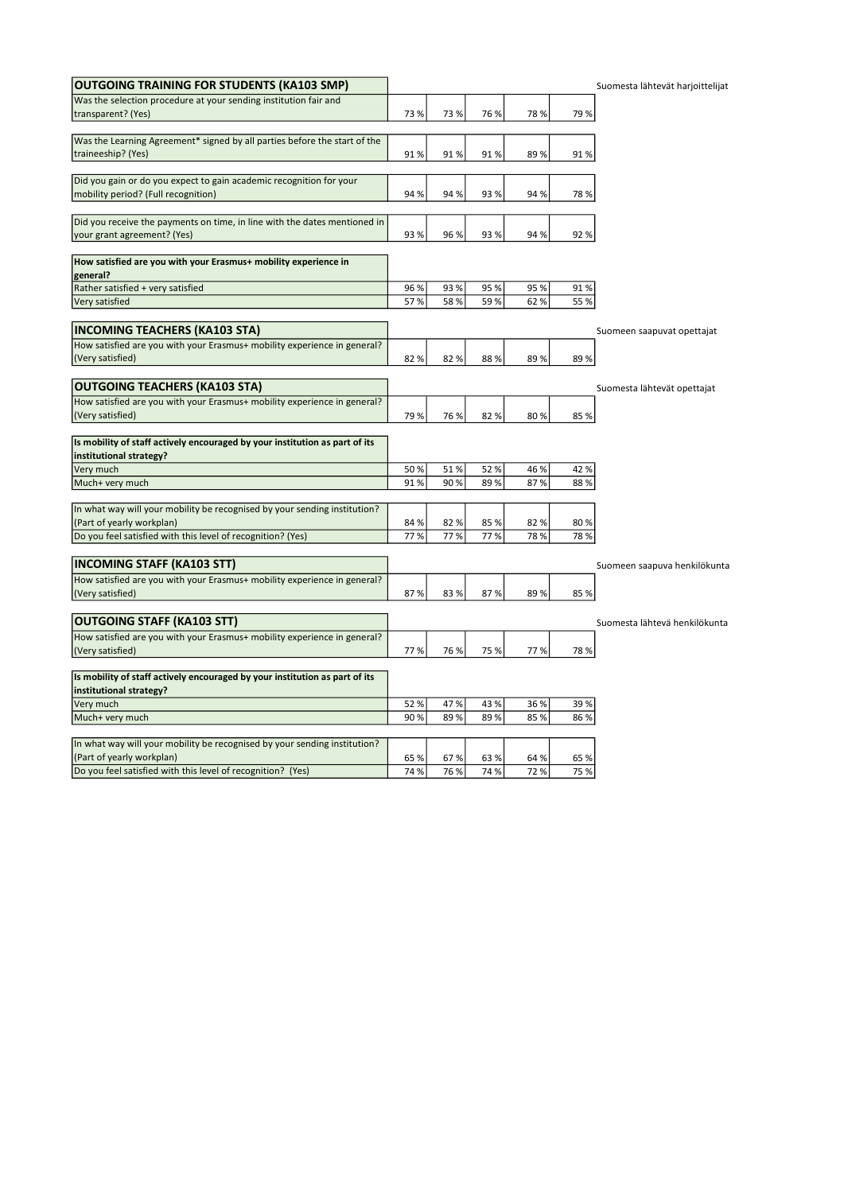| | | | | | | |
|---|---|---|---|---|---|---|
| **OUTGOING TRAINING FOR STUDENTS (KA103 SMP)** | | | | | | Suomesta lähtevät harjoittelijat |
| Was the selection procedure at your sending institution fair and transparent? (Yes) | 73 % | 73 % | 76 % | 78 % | 79 % | |
| Was the Learning Agreement* signed by all parties before the start of the traineeship? (Yes) | 91 % | 91 % | 91 % | 89 % | 91 % | |
| Did you gain or do you expect to gain academic recognition for your mobility period? (Full recognition) | 94 % | 94 % | 93 % | 94 % | 78 % | |
| Did you receive the payments on time, in line with the dates mentioned in your grant agreement? (Yes) | 93 % | 96 % | 93 % | 94 % | 92 % | |
| **How satisfied are you with your Erasmus+ mobility experience in general?** | | | | | | |
| Rather satisfied + very satisfied | 96 % | 93 % | 95 % | 95 % | 91 % | |
| Very satisfied | 57 % | 58 % | 59 % | 62 % | 55 % | |
| **INCOMING TEACHERS (KA103 STA)** | | | | | | Suomeen saapuvat opettajat |
| How satisfied are you with your Erasmus+ mobility experience in general? (Very satisfied) | 82 % | 82 % | 88 % | 89 % | 89 % | |
| **OUTGOING TEACHERS (KA103 STA)** | | | | | | Suomesta lähtevät opettajat |
| How satisfied are you with your Erasmus+ mobility experience in general? (Very satisfied) | 79 % | 76 % | 82 % | 80 % | 85 % | |
| **Is mobility of staff actively encouraged by your institution as part of its institutional strategy?** | | | | | | |
| Very much | 50 % | 51 % | 52 % | 46 % | 42 % | |
| Much+ very much | 91 % | 90 % | 89 % | 87 % | 88 % | |
| In what way will your mobility be recognised by your sending institution? (Part of yearly workplan) | 84 % | 82 % | 85 % | 82 % | 80 % | |
| Do you feel satisfied with this level of recognition? (Yes) | 77 % | 77 % | 77 % | 78 % | 78 % | |
| **INCOMING STAFF (KA103 STT)** | | | | | | Suomeen saapuva henkilökunta |
| How satisfied are you with your Erasmus+ mobility experience in general? (Very satisfied) | 87 % | 83 % | 87 % | 89 % | 85 % | |
| **OUTGOING STAFF (KA103 STT)** | | | | | | Suomesta lähtevä henkilökunta |
| How satisfied are you with your Erasmus+ mobility experience in general? (Very satisfied) | 77 % | 76 % | 75 % | 77 % | 78 % | |
| **Is mobility of staff actively encouraged by your institution as part of its institutional strategy?** | | | | | | |
| Very much | 52 % | 47 % | 43 % | 36 % | 39 % | |
| Much+ very much | 90 % | 89 % | 89 % | 85 % | 86 % | |
| In what way will your mobility be recognised by your sending institution? (Part of yearly workplan) | 65 % | 67 % | 63 % | 64 % | 65 % | |
| Do you feel satisfied with this level of recognition? (Yes) | 74 % | 76 % | 74 % | 72 % | 75 % | |